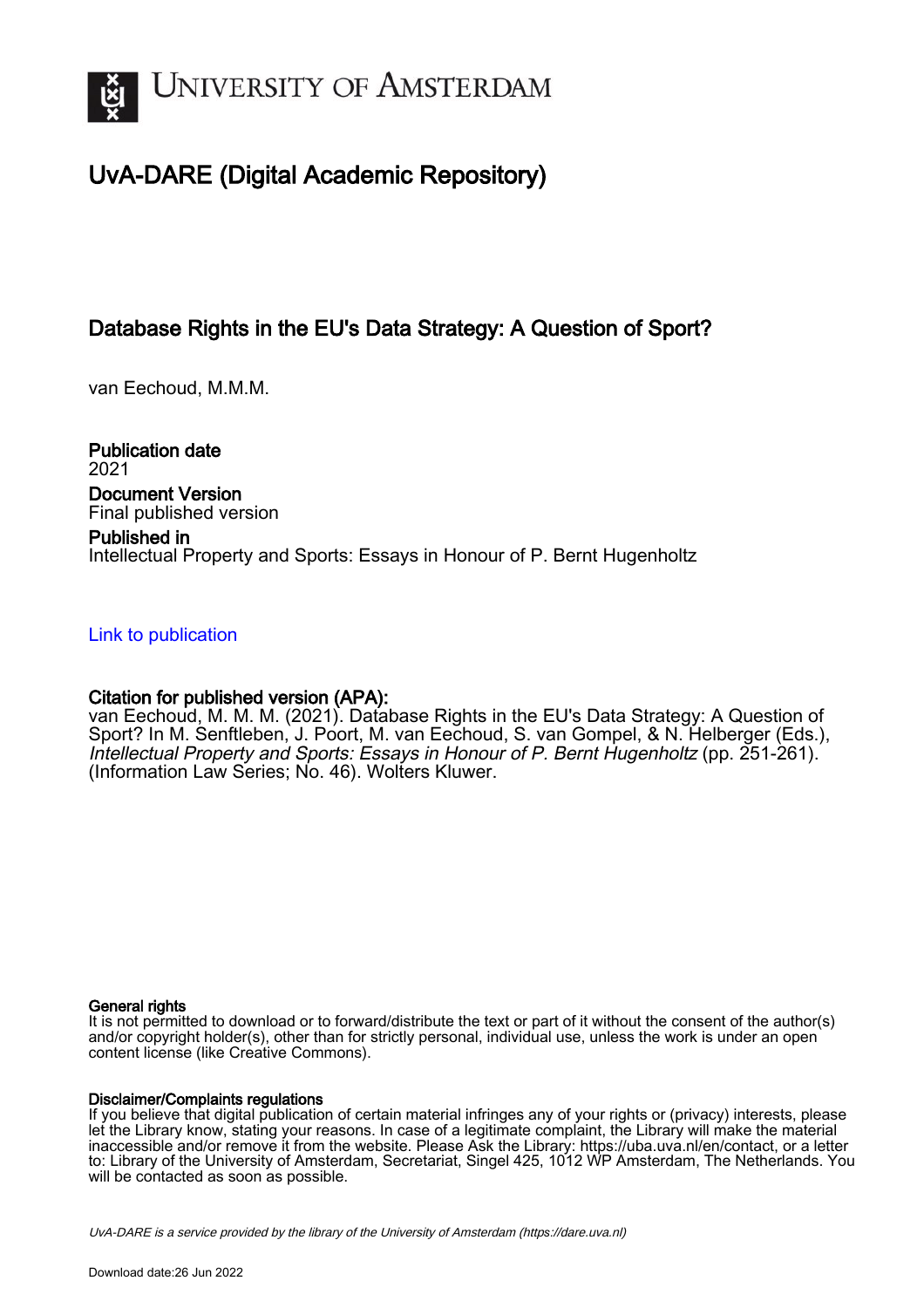# UNIVERSITY OF AMSTERDAM

## UvA-DARE (Digital Academic Repository)

### Database Rights in the EU's Data Strategy: A Question of Sport?

van Eechoud, M.M.M.

**Publication date**
2021

**Document Version**
Final published version

**Published in**
Intellectual Property and Sports: Essays in Honour of P. Bernt Hugenholtz

Link to publication

**Citation for published version (APA):**
van Eechoud, M. M. M. (2021). Database Rights in the EU's Data Strategy: A Question of Sport? In M. Senftleben, J. Poort, M. van Eechoud, S. van Gompel, & N. Helberger (Eds.), *Intellectual Property and Sports: Essays in Honour of P. Bernt Hugenholtz* (pp. 251-261). (Information Law Series; No. 46). Wolters Kluwer.

**General rights**
It is not permitted to download or to forward/distribute the text or part of it without the consent of the author(s) and/or copyright holder(s), other than for strictly personal, individual use, unless the work is under an open content license (like Creative Commons).

**Disclaimer/Complaints regulations**
If you believe that digital publication of certain material infringes any of your rights or (privacy) interests, please let the Library know, stating your reasons. In case of a legitimate complaint, the Library will make the material inaccessible and/or remove it from the website. Please Ask the Library: https://uba.uva.nl/en/contact, or a letter to: Library of the University of Amsterdam, Secretariat, Singel 425, 1012 WP Amsterdam, The Netherlands. You will be contacted as soon as possible.

*UvA-DARE is a service provided by the library of the University of Amsterdam (https://dare.uva.nl)*

Download date:26 Jun 2022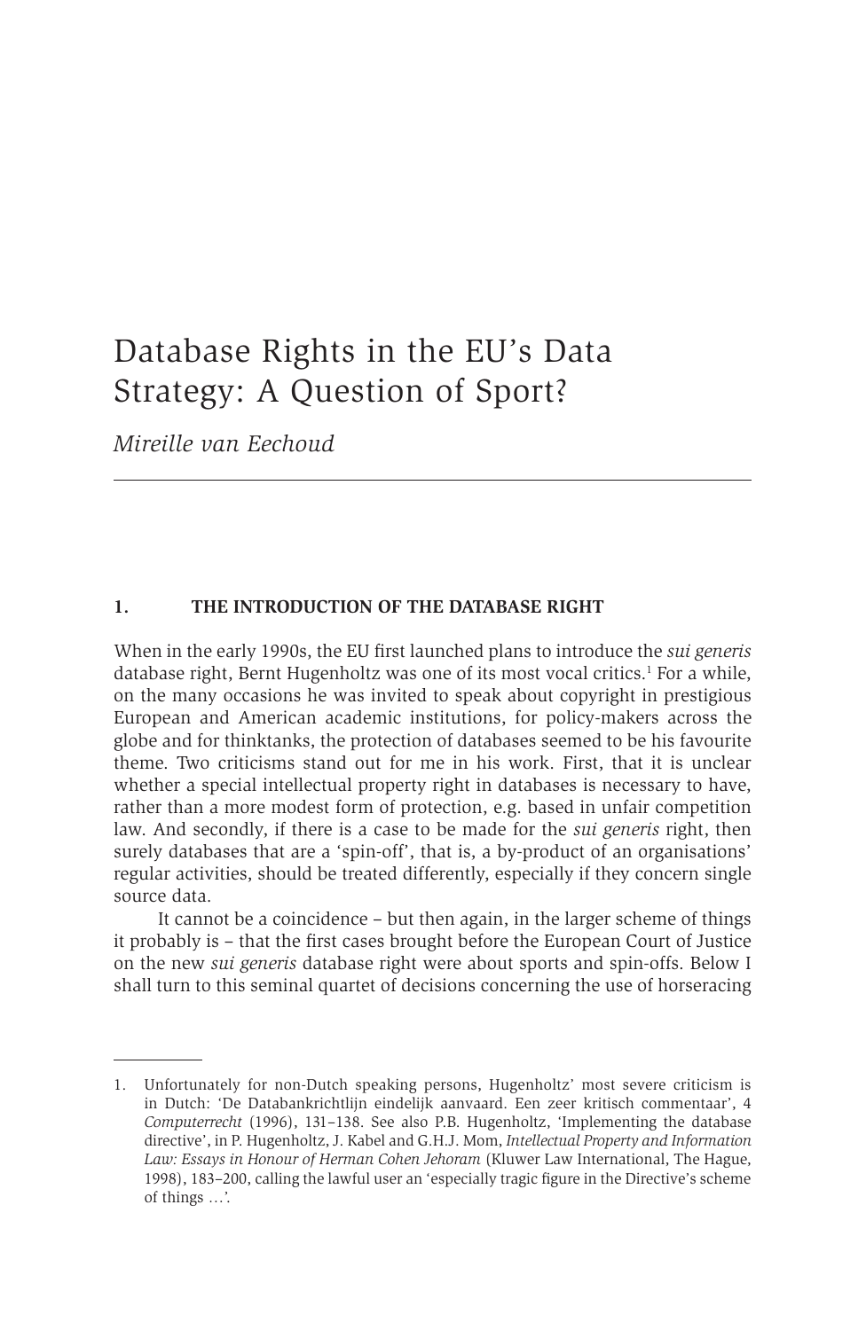# Database Rights in the EU's Data Strategy: A Question of Sport?

*Mireille van Eechoud*

## 1. THE INTRODUCTION OF THE DATABASE RIGHT

When in the early 1990s, the EU first launched plans to introduce the *sui generis* database right, Bernt Hugenholtz was one of its most vocal critics.[1] For a while, on the many occasions he was invited to speak about copyright in prestigious European and American academic institutions, for policy-makers across the globe and for thinktanks, the protection of databases seemed to be his favourite theme. Two criticisms stand out for me in his work. First, that it is unclear whether a special intellectual property right in databases is necessary to have, rather than a more modest form of protection, e.g. based in unfair competition law. And secondly, if there is a case to be made for the *sui generis* right, then surely databases that are a 'spin-off', that is, a by-product of an organisations' regular activities, should be treated differently, especially if they concern single source data.

It cannot be a coincidence – but then again, in the larger scheme of things it probably is – that the first cases brought before the European Court of Justice on the new *sui generis* database right were about sports and spin-offs. Below I shall turn to this seminal quartet of decisions concerning the use of horseracing

---

1. Unfortunately for non-Dutch speaking persons, Hugenholtz' most severe criticism is in Dutch: 'De Databankrichtlijn eindelijk aanvaard. Een zeer kritisch commentaar', 4 *Computerrecht* (1996), 131–138. See also P.B. Hugenholtz, 'Implementing the database directive', in P. Hugenholtz, J. Kabel and G.H.J. Mom, *Intellectual Property and Information Law: Essays in Honour of Herman Cohen Jehoram* (Kluwer Law International, The Hague, 1998), 183–200, calling the lawful user an 'especially tragic figure in the Directive's scheme of things …'.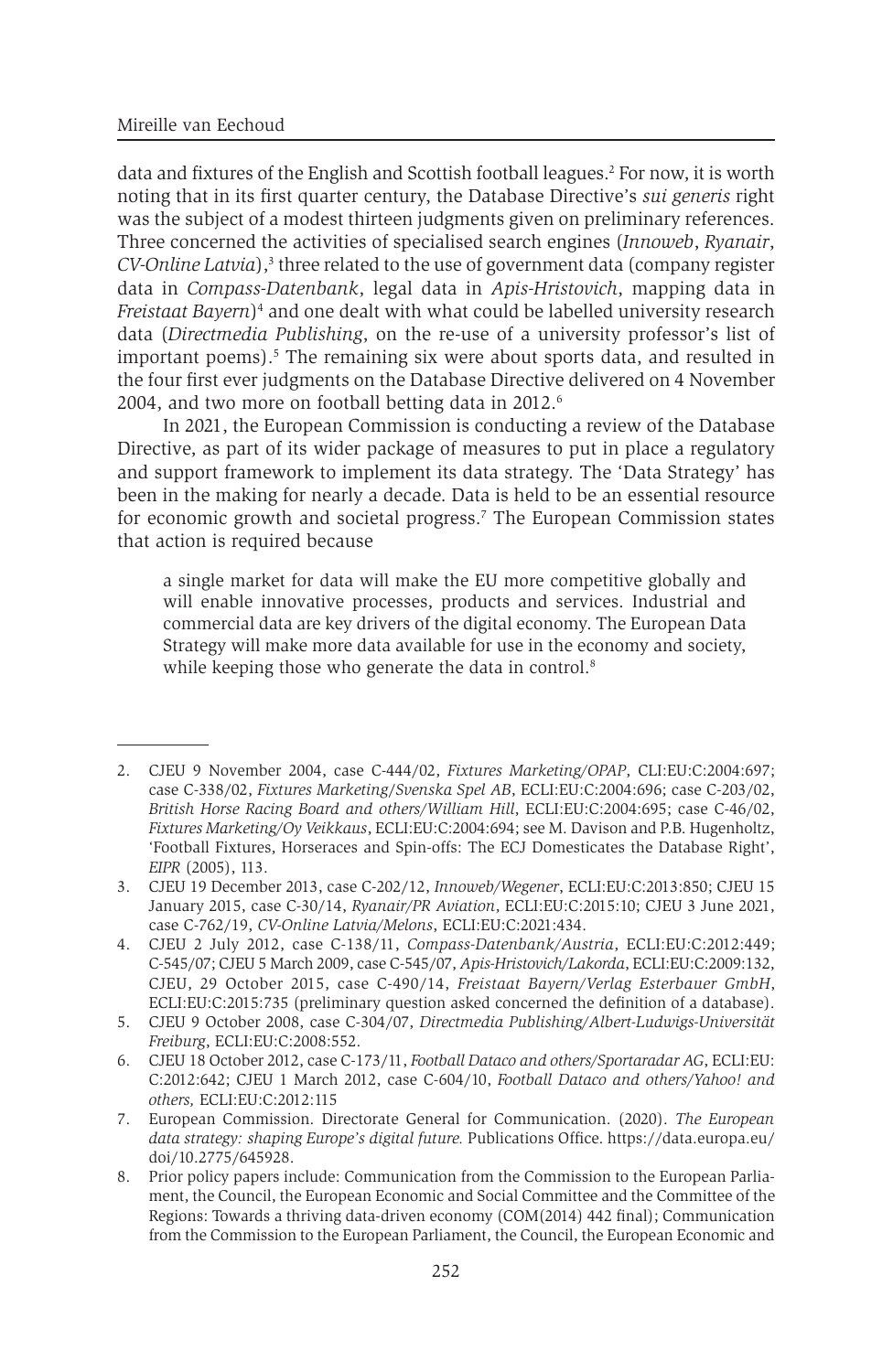data and fixtures of the English and Scottish football leagues.[2] For now, it is worth noting that in its first quarter century, the Database Directive's *sui generis* right was the subject of a modest thirteen judgments given on preliminary references. Three concerned the activities of specialised search engines (*Innoweb*, *Ryanair*, *CV-Online Latvia*),[3] three related to the use of government data (company register data in *Compass-Datenbank*, legal data in *Apis-Hristovich*, mapping data in *Freistaat Bayern*)[4] and one dealt with what could be labelled university research data (*Directmedia Publishing*, on the re-use of a university professor's list of important poems).[5] The remaining six were about sports data, and resulted in the four first ever judgments on the Database Directive delivered on 4 November 2004, and two more on football betting data in 2012.[6]

In 2021, the European Commission is conducting a review of the Database Directive, as part of its wider package of measures to put in place a regulatory and support framework to implement its data strategy. The 'Data Strategy' has been in the making for nearly a decade. Data is held to be an essential resource for economic growth and societal progress.[7] The European Commission states that action is required because

> a single market for data will make the EU more competitive globally and will enable innovative processes, products and services. Industrial and commercial data are key drivers of the digital economy. The European Data Strategy will make more data available for use in the economy and society, while keeping those who generate the data in control.[8]

---

2. CJEU 9 November 2004, case C-444/02, *Fixtures Marketing/OPAP*, CLI:EU:C:2004:697; case C-338/02, *Fixtures Marketing/Svenska Spel AB*, ECLI:EU:C:2004:696; case C-203/02, *British Horse Racing Board and others/William Hill*, ECLI:EU:C:2004:695; case C-46/02, *Fixtures Marketing/Oy Veikkaus*, ECLI:EU:C:2004:694; see M. Davison and P.B. Hugenholtz, 'Football Fixtures, Horseraces and Spin-offs: The ECJ Domesticates the Database Right', *EIPR* (2005), 113.
3. CJEU 19 December 2013, case C-202/12, *Innoweb/Wegener*, ECLI:EU:C:2013:850; CJEU 15 January 2015, case C-30/14, *Ryanair/PR Aviation*, ECLI:EU:C:2015:10; CJEU 3 June 2021, case C-762/19, *CV-Online Latvia/Melons*, ECLI:EU:C:2021:434.
4. CJEU 2 July 2012, case C-138/11, *Compass-Datenbank/Austria*, ECLI:EU:C:2012:449; C-545/07; CJEU 5 March 2009, case C-545/07, *Apis-Hristovich/Lakorda*, ECLI:EU:C:2009:132, CJEU, 29 October 2015, case C-490/14, *Freistaat Bayern/Verlag Esterbauer GmbH*, ECLI:EU:C:2015:735 (preliminary question asked concerned the definition of a database).
5. CJEU 9 October 2008, case C-304/07, *Directmedia Publishing/Albert-Ludwigs-Universität Freiburg*, ECLI:EU:C:2008:552.
6. CJEU 18 October 2012, case C-173/11, *Football Dataco and others/Sportaradar AG*, ECLI:EU:C:2012:642; CJEU 1 March 2012, case C-604/10, *Football Dataco and others/Yahoo! and others,* ECLI:EU:C:2012:115
7. European Commission. Directorate General for Communication. (2020). *The European data strategy: shaping Europe's digital future.* Publications Office. https://data.europa.eu/doi/10.2775/645928.
8. Prior policy papers include: Communication from the Commission to the European Parliament, the Council, the European Economic and Social Committee and the Committee of the Regions: Towards a thriving data-driven economy (COM(2014) 442 final); Communication from the Commission to the European Parliament, the Council, the European Economic and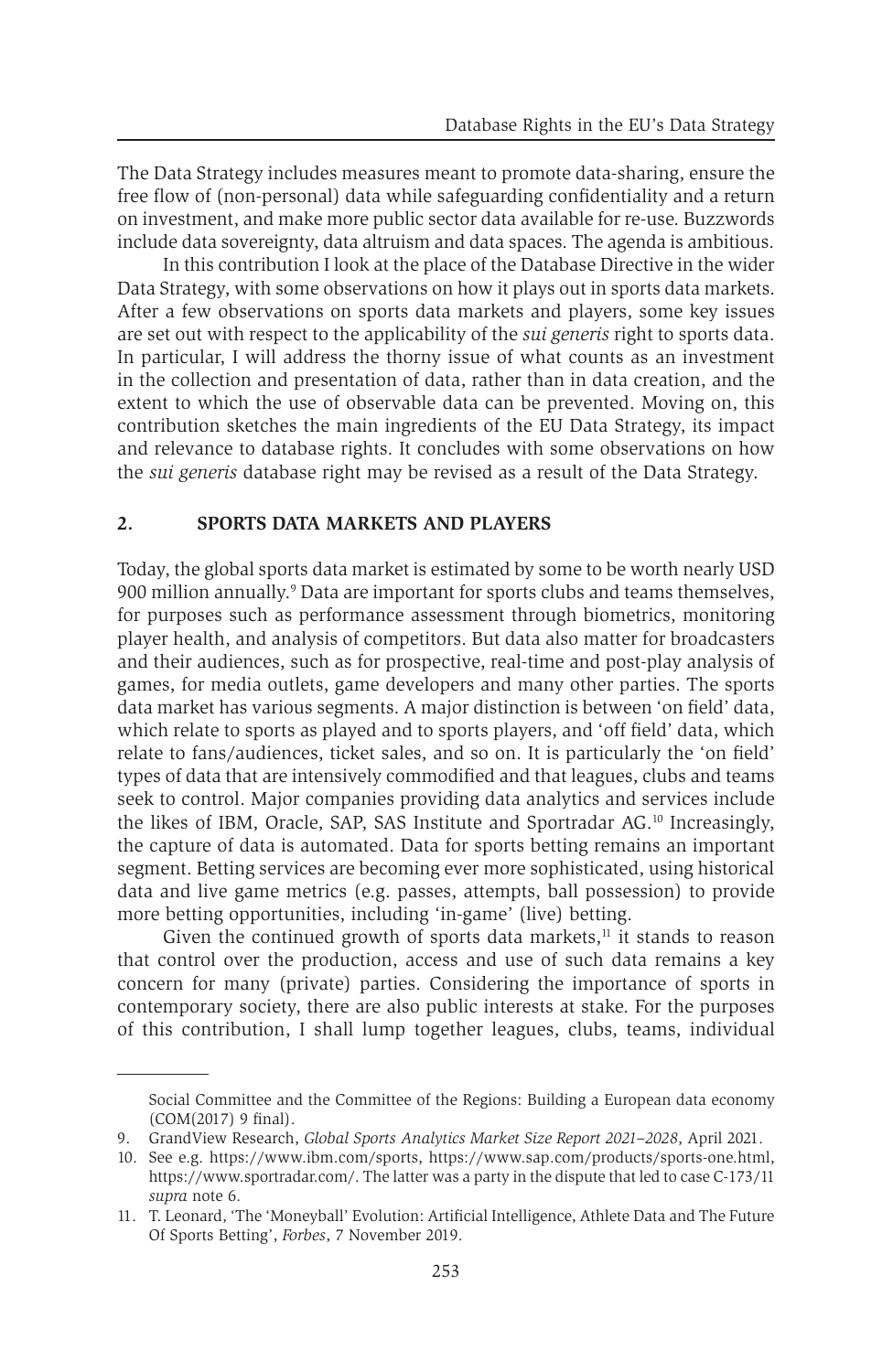The Data Strategy includes measures meant to promote data-sharing, ensure the free flow of (non-personal) data while safeguarding confidentiality and a return on investment, and make more public sector data available for re-use. Buzzwords include data sovereignty, data altruism and data spaces. The agenda is ambitious.

In this contribution I look at the place of the Database Directive in the wider Data Strategy, with some observations on how it plays out in sports data markets. After a few observations on sports data markets and players, some key issues are set out with respect to the applicability of the *sui generis* right to sports data. In particular, I will address the thorny issue of what counts as an investment in the collection and presentation of data, rather than in data creation, and the extent to which the use of observable data can be prevented. Moving on, this contribution sketches the main ingredients of the EU Data Strategy, its impact and relevance to database rights. It concludes with some observations on how the *sui generis* database right may be revised as a result of the Data Strategy.

## 2. SPORTS DATA MARKETS AND PLAYERS

Today, the global sports data market is estimated by some to be worth nearly USD 900 million annually.[9] Data are important for sports clubs and teams themselves, for purposes such as performance assessment through biometrics, monitoring player health, and analysis of competitors. But data also matter for broadcasters and their audiences, such as for prospective, real-time and post-play analysis of games, for media outlets, game developers and many other parties. The sports data market has various segments. A major distinction is between 'on field' data, which relate to sports as played and to sports players, and 'off field' data, which relate to fans/audiences, ticket sales, and so on. It is particularly the 'on field' types of data that are intensively commodified and that leagues, clubs and teams seek to control. Major companies providing data analytics and services include the likes of IBM, Oracle, SAP, SAS Institute and Sportradar AG.[10] Increasingly, the capture of data is automated. Data for sports betting remains an important segment. Betting services are becoming ever more sophisticated, using historical data and live game metrics (e.g. passes, attempts, ball possession) to provide more betting opportunities, including 'in-game' (live) betting.

Given the continued growth of sports data markets,[11] it stands to reason that control over the production, access and use of such data remains a key concern for many (private) parties. Considering the importance of sports in contemporary society, there are also public interests at stake. For the purposes of this contribution, I shall lump together leagues, clubs, teams, individual

---

Social Committee and the Committee of the Regions: Building a European data economy (COM(2017) 9 final).

9. GrandView Research, *Global Sports Analytics Market Size Report 2021–2028*, April 2021.
10. See e.g. https://www.ibm.com/sports, https://www.sap.com/products/sports-one.html, https://www.sportradar.com/. The latter was a party in the dispute that led to case C-173/11 *supra* note 6.
11. T. Leonard, 'The 'Moneyball' Evolution: Artificial Intelligence, Athlete Data and The Future Of Sports Betting', *Forbes*, 7 November 2019.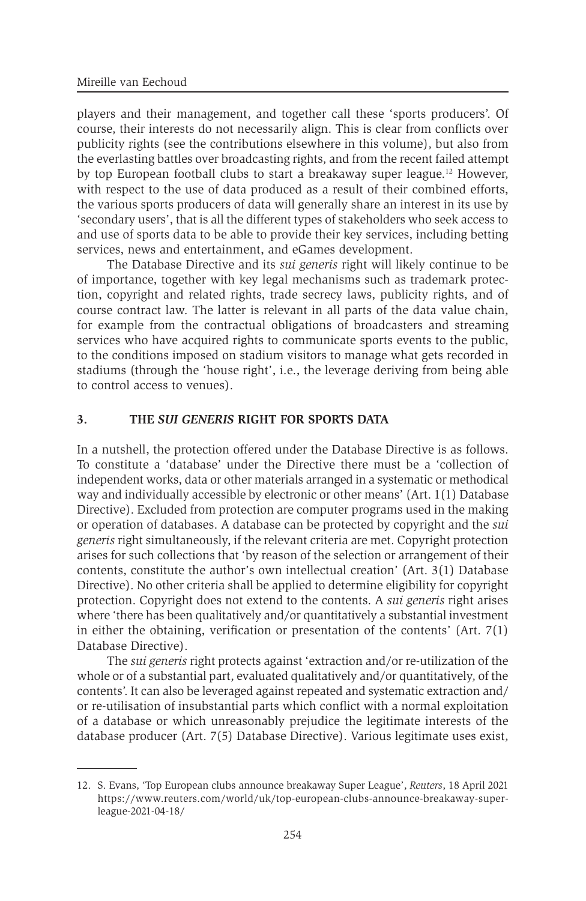players and their management, and together call these 'sports producers'. Of course, their interests do not necessarily align. This is clear from conflicts over publicity rights (see the contributions elsewhere in this volume), but also from the everlasting battles over broadcasting rights, and from the recent failed attempt by top European football clubs to start a breakaway super league.[12] However, with respect to the use of data produced as a result of their combined efforts, the various sports producers of data will generally share an interest in its use by 'secondary users', that is all the different types of stakeholders who seek access to and use of sports data to be able to provide their key services, including betting services, news and entertainment, and eGames development.

The Database Directive and its *sui generis* right will likely continue to be of importance, together with key legal mechanisms such as trademark protection, copyright and related rights, trade secrecy laws, publicity rights, and of course contract law. The latter is relevant in all parts of the data value chain, for example from the contractual obligations of broadcasters and streaming services who have acquired rights to communicate sports events to the public, to the conditions imposed on stadium visitors to manage what gets recorded in stadiums (through the 'house right', i.e., the leverage deriving from being able to control access to venues).

## 3. THE *SUI GENERIS* RIGHT FOR SPORTS DATA

In a nutshell, the protection offered under the Database Directive is as follows. To constitute a 'database' under the Directive there must be a 'collection of independent works, data or other materials arranged in a systematic or methodical way and individually accessible by electronic or other means' (Art. 1(1) Database Directive). Excluded from protection are computer programs used in the making or operation of databases. A database can be protected by copyright and the *sui generis* right simultaneously, if the relevant criteria are met. Copyright protection arises for such collections that 'by reason of the selection or arrangement of their contents, constitute the author's own intellectual creation' (Art. 3(1) Database Directive). No other criteria shall be applied to determine eligibility for copyright protection. Copyright does not extend to the contents. A *sui generis* right arises where 'there has been qualitatively and/or quantitatively a substantial investment in either the obtaining, verification or presentation of the contents' (Art. 7(1) Database Directive).

The *sui generis* right protects against 'extraction and/or re-utilization of the whole or of a substantial part, evaluated qualitatively and/or quantitatively, of the contents'. It can also be leveraged against repeated and systematic extraction and/or re-utilisation of insubstantial parts which conflict with a normal exploitation of a database or which unreasonably prejudice the legitimate interests of the database producer (Art. 7(5) Database Directive). Various legitimate uses exist,

12. S. Evans, 'Top European clubs announce breakaway Super League', *Reuters*, 18 April 2021 https://www.reuters.com/world/uk/top-european-clubs-announce-breakaway-super-league-2021-04-18/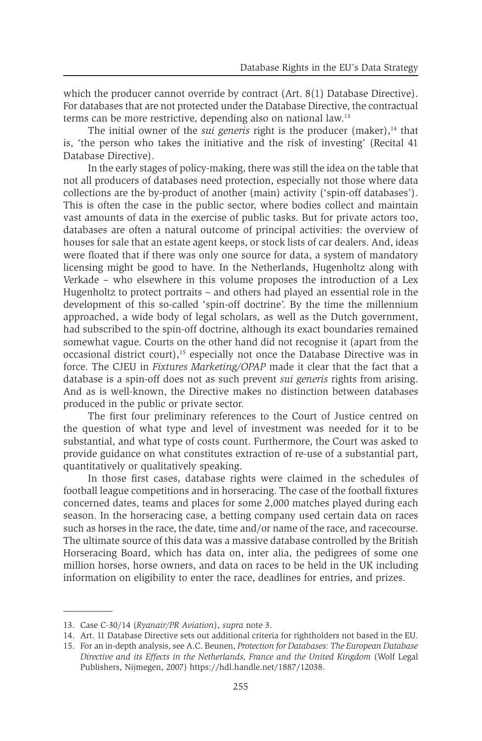which the producer cannot override by contract (Art. 8(1) Database Directive). For databases that are not protected under the Database Directive, the contractual terms can be more restrictive, depending also on national law.[13]

The initial owner of the *sui generis* right is the producer (maker),[14] that is, 'the person who takes the initiative and the risk of investing' (Recital 41 Database Directive).

In the early stages of policy-making, there was still the idea on the table that not all producers of databases need protection, especially not those where data collections are the by-product of another (main) activity ('spin-off databases'). This is often the case in the public sector, where bodies collect and maintain vast amounts of data in the exercise of public tasks. But for private actors too, databases are often a natural outcome of principal activities: the overview of houses for sale that an estate agent keeps, or stock lists of car dealers. And, ideas were floated that if there was only one source for data, a system of mandatory licensing might be good to have. In the Netherlands, Hugenholtz along with Verkade – who elsewhere in this volume proposes the introduction of a Lex Hugenholtz to protect portraits – and others had played an essential role in the development of this so-called 'spin-off doctrine'. By the time the millennium approached, a wide body of legal scholars, as well as the Dutch government, had subscribed to the spin-off doctrine, although its exact boundaries remained somewhat vague. Courts on the other hand did not recognise it (apart from the occasional district court),[15] especially not once the Database Directive was in force. The CJEU in *Fixtures Marketing/OPAP* made it clear that the fact that a database is a spin-off does not as such prevent *sui generis* rights from arising. And as is well-known, the Directive makes no distinction between databases produced in the public or private sector.

The first four preliminary references to the Court of Justice centred on the question of what type and level of investment was needed for it to be substantial, and what type of costs count. Furthermore, the Court was asked to provide guidance on what constitutes extraction of re-use of a substantial part, quantitatively or qualitatively speaking.

In those first cases, database rights were claimed in the schedules of football league competitions and in horseracing. The case of the football fixtures concerned dates, teams and places for some 2,000 matches played during each season. In the horseracing case, a betting company used certain data on races such as horses in the race, the date, time and/or name of the race, and racecourse. The ultimate source of this data was a massive database controlled by the British Horseracing Board, which has data on, inter alia, the pedigrees of some one million horses, horse owners, and data on races to be held in the UK including information on eligibility to enter the race, deadlines for entries, and prizes.

---

13. Case C-30/14 (*Ryanair/PR Aviation*), *supra* note 3.
14. Art. 11 Database Directive sets out additional criteria for rightholders not based in the EU.
15. For an in-depth analysis, see A.C. Beunen, *Protection for Databases: The European Database Directive and its Effects in the Netherlands, France and the United Kingdom* (Wolf Legal Publishers, Nijmegen, 2007) https://hdl.handle.net/1887/12038.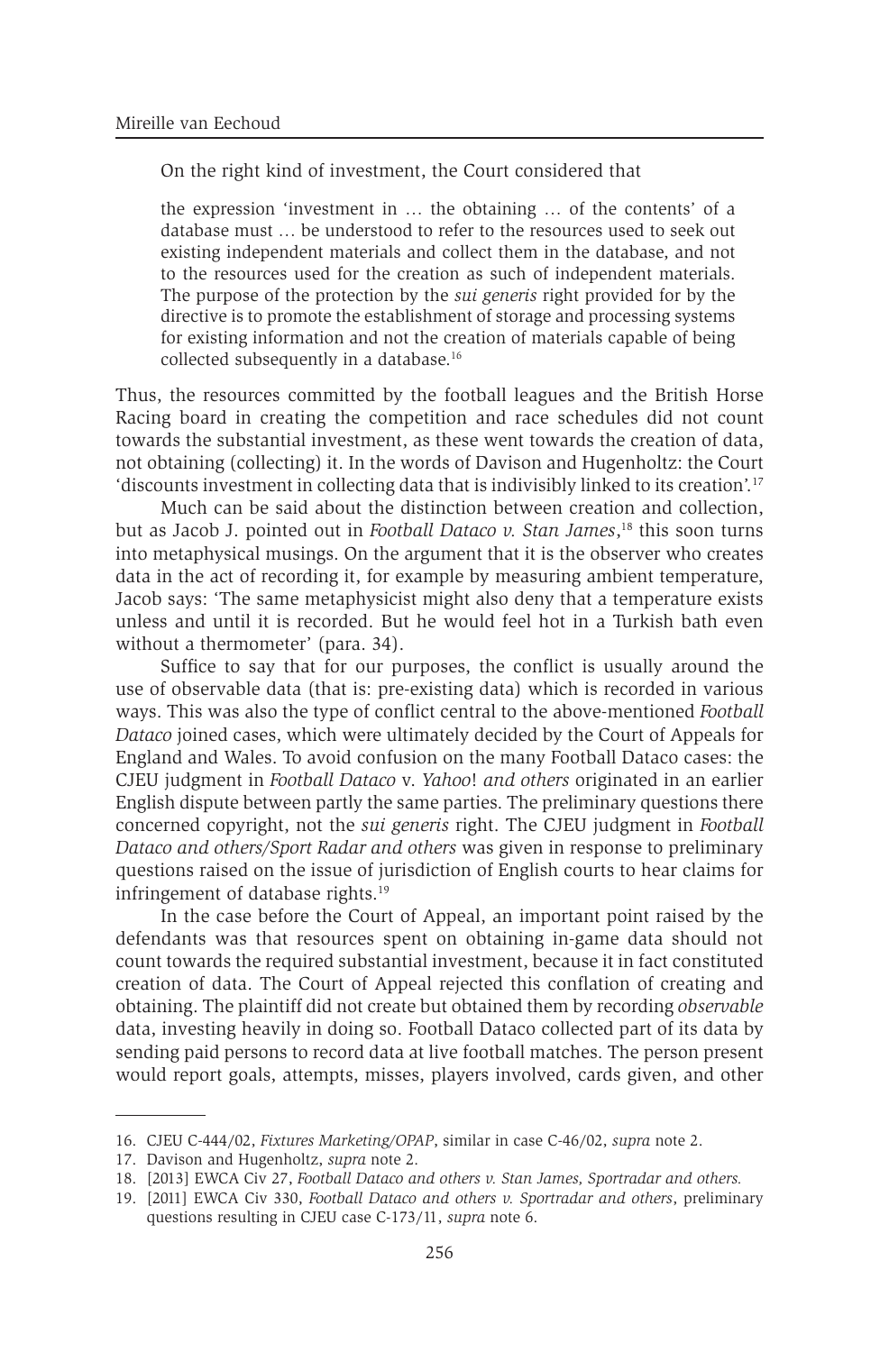On the right kind of investment, the Court considered that

> the expression 'investment in … the obtaining … of the contents' of a database must … be understood to refer to the resources used to seek out existing independent materials and collect them in the database, and not to the resources used for the creation as such of independent materials. The purpose of the protection by the *sui generis* right provided for by the directive is to promote the establishment of storage and processing systems for existing information and not the creation of materials capable of being collected subsequently in a database.[16]

Thus, the resources committed by the football leagues and the British Horse Racing board in creating the competition and race schedules did not count towards the substantial investment, as these went towards the creation of data, not obtaining (collecting) it. In the words of Davison and Hugenholtz: the Court 'discounts investment in collecting data that is indivisibly linked to its creation'.[17]

Much can be said about the distinction between creation and collection, but as Jacob J. pointed out in *Football Dataco v. Stan James*,[18] this soon turns into metaphysical musings. On the argument that it is the observer who creates data in the act of recording it, for example by measuring ambient temperature, Jacob says: 'The same metaphysicist might also deny that a temperature exists unless and until it is recorded. But he would feel hot in a Turkish bath even without a thermometer' (para. 34).

Suffice to say that for our purposes, the conflict is usually around the use of observable data (that is: pre-existing data) which is recorded in various ways. This was also the type of conflict central to the above-mentioned *Football Dataco* joined cases, which were ultimately decided by the Court of Appeals for England and Wales. To avoid confusion on the many Football Dataco cases: the CJEU judgment in *Football Dataco* v. *Yahoo*! *and others* originated in an earlier English dispute between partly the same parties. The preliminary questions there concerned copyright, not the *sui generis* right. The CJEU judgment in *Football Dataco and others/Sport Radar and others* was given in response to preliminary questions raised on the issue of jurisdiction of English courts to hear claims for infringement of database rights.[19]

In the case before the Court of Appeal, an important point raised by the defendants was that resources spent on obtaining in-game data should not count towards the required substantial investment, because it in fact constituted creation of data. The Court of Appeal rejected this conflation of creating and obtaining. The plaintiff did not create but obtained them by recording *observable* data, investing heavily in doing so. Football Dataco collected part of its data by sending paid persons to record data at live football matches. The person present would report goals, attempts, misses, players involved, cards given, and other

---

16. CJEU C-444/02, *Fixtures Marketing/OPAP*, similar in case C-46/02, *supra* note 2.
17. Davison and Hugenholtz, *supra* note 2.
18. [2013] EWCA Civ 27, *Football Dataco and others v. Stan James, Sportradar and others.*
19. [2011] EWCA Civ 330, *Football Dataco and others v. Sportradar and others*, preliminary questions resulting in CJEU case C-173/11, *supra* note 6.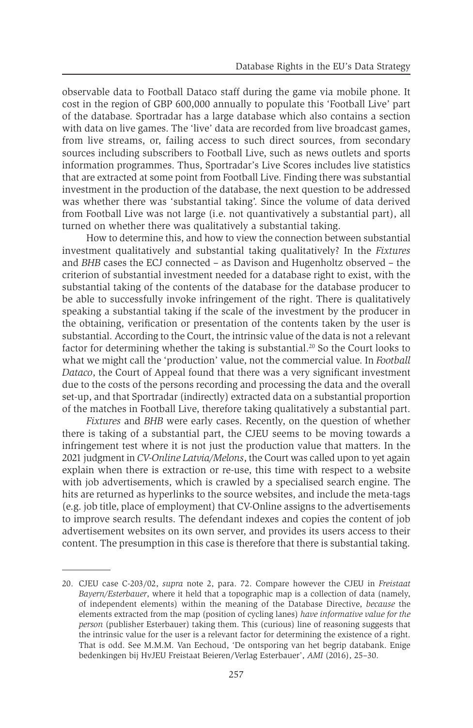observable data to Football Dataco staff during the game via mobile phone. It cost in the region of GBP 600,000 annually to populate this 'Football Live' part of the database. Sportradar has a large database which also contains a section with data on live games. The 'live' data are recorded from live broadcast games, from live streams, or, failing access to such direct sources, from secondary sources including subscribers to Football Live, such as news outlets and sports information programmes. Thus, Sportradar's Live Scores includes live statistics that are extracted at some point from Football Live. Finding there was substantial investment in the production of the database, the next question to be addressed was whether there was 'substantial taking'. Since the volume of data derived from Football Live was not large (i.e. not quantivatively a substantial part), all turned on whether there was qualitatively a substantial taking.

How to determine this, and how to view the connection between substantial investment qualitatively and substantial taking qualitatively? In the *Fixtures* and *BHB* cases the ECJ connected – as Davison and Hugenholtz observed – the criterion of substantial investment needed for a database right to exist, with the substantial taking of the contents of the database for the database producer to be able to successfully invoke infringement of the right. There is qualitatively speaking a substantial taking if the scale of the investment by the producer in the obtaining, verification or presentation of the contents taken by the user is substantial. According to the Court, the intrinsic value of the data is not a relevant factor for determining whether the taking is substantial.[20] So the Court looks to what we might call the 'production' value, not the commercial value. In *Football Dataco*, the Court of Appeal found that there was a very significant investment due to the costs of the persons recording and processing the data and the overall set-up, and that Sportradar (indirectly) extracted data on a substantial proportion of the matches in Football Live, therefore taking qualitatively a substantial part.

*Fixtures* and *BHB* were early cases. Recently, on the question of whether there is taking of a substantial part, the CJEU seems to be moving towards a infringement test where it is not just the production value that matters. In the 2021 judgment in *CV-Online Latvia/Melons*, the Court was called upon to yet again explain when there is extraction or re-use, this time with respect to a website with job advertisements, which is crawled by a specialised search engine. The hits are returned as hyperlinks to the source websites, and include the meta-tags (e.g. job title, place of employment) that CV-Online assigns to the advertisements to improve search results. The defendant indexes and copies the content of job advertisement websites on its own server, and provides its users access to their content. The presumption in this case is therefore that there is substantial taking.

---

20. CJEU case C-203/02, *supra* note 2, para. 72. Compare however the CJEU in *Freistaat Bayern/Esterbauer*, where it held that a topographic map is a collection of data (namely, of independent elements) within the meaning of the Database Directive, *because* the elements extracted from the map (position of cycling lanes) *have informative value for the person* (publisher Esterbauer) taking them. This (curious) line of reasoning suggests that the intrinsic value for the user is a relevant factor for determining the existence of a right. That is odd. See M.M.M. Van Eechoud, 'De ontsporing van het begrip databank. Enige bedenkingen bij HvJEU Freistaat Beieren/Verlag Esterbauer', *AMI* (2016), 25–30.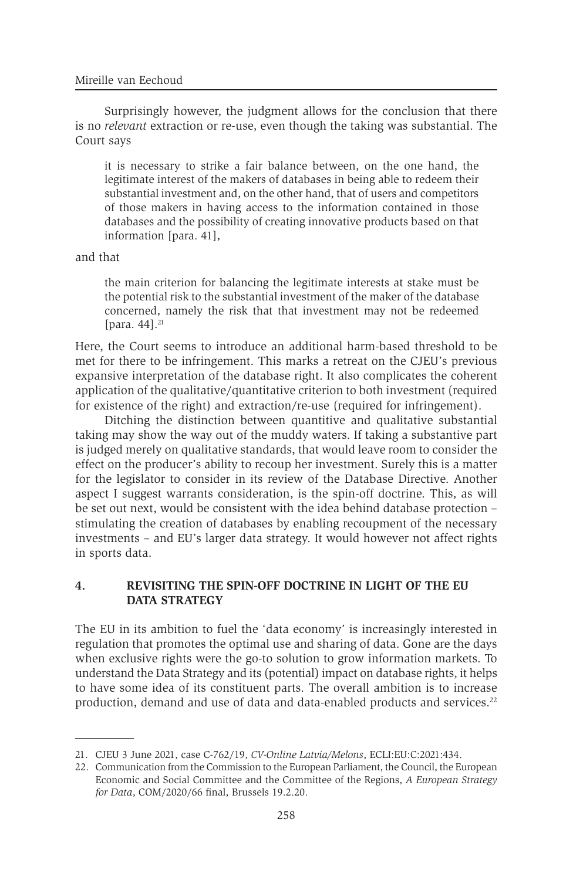Surprisingly however, the judgment allows for the conclusion that there is no *relevant* extraction or re-use, even though the taking was substantial. The Court says

> it is necessary to strike a fair balance between, on the one hand, the legitimate interest of the makers of databases in being able to redeem their substantial investment and, on the other hand, that of users and competitors of those makers in having access to the information contained in those databases and the possibility of creating innovative products based on that information [para. 41],

and that

> the main criterion for balancing the legitimate interests at stake must be the potential risk to the substantial investment of the maker of the database concerned, namely the risk that that investment may not be redeemed [para. 44].[21]

Here, the Court seems to introduce an additional harm-based threshold to be met for there to be infringement. This marks a retreat on the CJEU's previous expansive interpretation of the database right. It also complicates the coherent application of the qualitative/quantitative criterion to both investment (required for existence of the right) and extraction/re-use (required for infringement).

Ditching the distinction between quantitive and qualitative substantial taking may show the way out of the muddy waters. If taking a substantive part is judged merely on qualitative standards, that would leave room to consider the effect on the producer's ability to recoup her investment. Surely this is a matter for the legislator to consider in its review of the Database Directive. Another aspect I suggest warrants consideration, is the spin-off doctrine. This, as will be set out next, would be consistent with the idea behind database protection – stimulating the creation of databases by enabling recoupment of the necessary investments – and EU's larger data strategy. It would however not affect rights in sports data.

## 4. REVISITING THE SPIN-OFF DOCTRINE IN LIGHT OF THE EU DATA STRATEGY

The EU in its ambition to fuel the 'data economy' is increasingly interested in regulation that promotes the optimal use and sharing of data. Gone are the days when exclusive rights were the go-to solution to grow information markets. To understand the Data Strategy and its (potential) impact on database rights, it helps to have some idea of its constituent parts. The overall ambition is to increase production, demand and use of data and data-enabled products and services.[22]

---

21. CJEU 3 June 2021, case C-762/19, *CV-Online Latvia/Melons*, ECLI:EU:C:2021:434.
22. Communication from the Commission to the European Parliament, the Council, the European Economic and Social Committee and the Committee of the Regions, *A European Strategy for Data*, COM/2020/66 final, Brussels 19.2.20.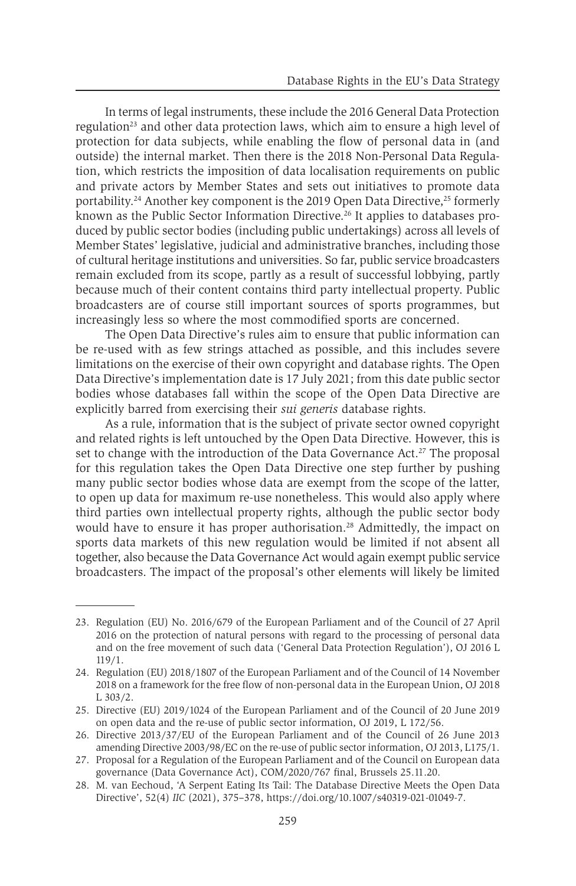In terms of legal instruments, these include the 2016 General Data Protection regulation[23] and other data protection laws, which aim to ensure a high level of protection for data subjects, while enabling the flow of personal data in (and outside) the internal market. Then there is the 2018 Non-Personal Data Regulation, which restricts the imposition of data localisation requirements on public and private actors by Member States and sets out initiatives to promote data portability.[24] Another key component is the 2019 Open Data Directive,[25] formerly known as the Public Sector Information Directive.[26] It applies to databases produced by public sector bodies (including public undertakings) across all levels of Member States' legislative, judicial and administrative branches, including those of cultural heritage institutions and universities. So far, public service broadcasters remain excluded from its scope, partly as a result of successful lobbying, partly because much of their content contains third party intellectual property. Public broadcasters are of course still important sources of sports programmes, but increasingly less so where the most commodified sports are concerned.

The Open Data Directive's rules aim to ensure that public information can be re-used with as few strings attached as possible, and this includes severe limitations on the exercise of their own copyright and database rights. The Open Data Directive's implementation date is 17 July 2021; from this date public sector bodies whose databases fall within the scope of the Open Data Directive are explicitly barred from exercising their *sui generis* database rights.

As a rule, information that is the subject of private sector owned copyright and related rights is left untouched by the Open Data Directive. However, this is set to change with the introduction of the Data Governance Act.[27] The proposal for this regulation takes the Open Data Directive one step further by pushing many public sector bodies whose data are exempt from the scope of the latter, to open up data for maximum re-use nonetheless. This would also apply where third parties own intellectual property rights, although the public sector body would have to ensure it has proper authorisation.[28] Admittedly, the impact on sports data markets of this new regulation would be limited if not absent all together, also because the Data Governance Act would again exempt public service broadcasters. The impact of the proposal's other elements will likely be limited

---

23. Regulation (EU) No. 2016/679 of the European Parliament and of the Council of 27 April 2016 on the protection of natural persons with regard to the processing of personal data and on the free movement of such data ('General Data Protection Regulation'), OJ 2016 L 119/1.
24. Regulation (EU) 2018/1807 of the European Parliament and of the Council of 14 November 2018 on a framework for the free flow of non-personal data in the European Union, OJ 2018 L 303/2.
25. Directive (EU) 2019/1024 of the European Parliament and of the Council of 20 June 2019 on open data and the re-use of public sector information, OJ 2019, L 172/56.
26. Directive 2013/37/EU of the European Parliament and of the Council of 26 June 2013 amending Directive 2003/98/EC on the re-use of public sector information, OJ 2013, L175/1.
27. Proposal for a Regulation of the European Parliament and of the Council on European data governance (Data Governance Act), COM/2020/767 final, Brussels 25.11.20.
28. M. van Eechoud, 'A Serpent Eating Its Tail: The Database Directive Meets the Open Data Directive', 52(4) *IIC* (2021), 375–378, https://doi.org/10.1007/s40319-021-01049-7.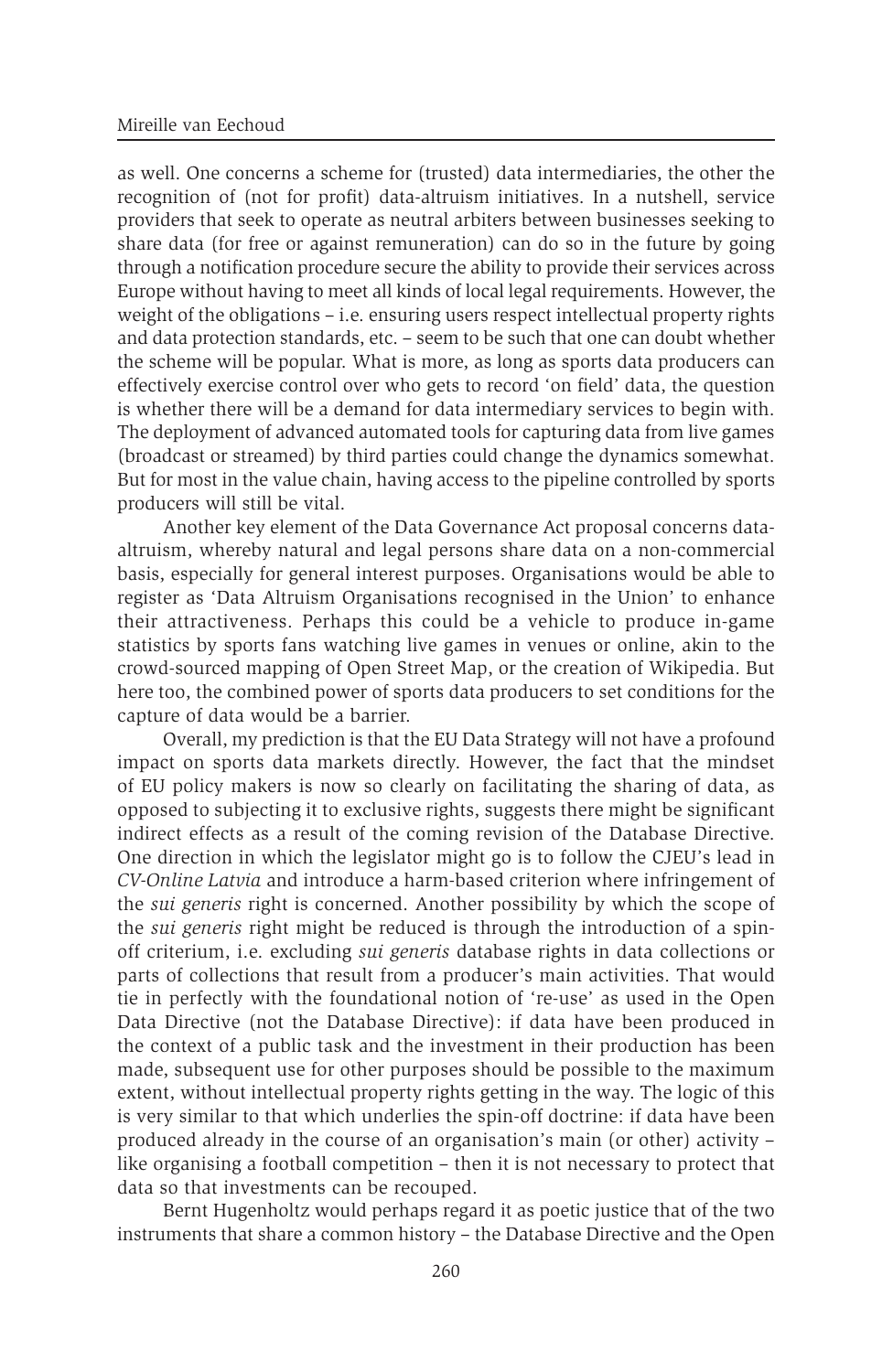as well. One concerns a scheme for (trusted) data intermediaries, the other the recognition of (not for profit) data-altruism initiatives. In a nutshell, service providers that seek to operate as neutral arbiters between businesses seeking to share data (for free or against remuneration) can do so in the future by going through a notification procedure secure the ability to provide their services across Europe without having to meet all kinds of local legal requirements. However, the weight of the obligations – i.e. ensuring users respect intellectual property rights and data protection standards, etc. – seem to be such that one can doubt whether the scheme will be popular. What is more, as long as sports data producers can effectively exercise control over who gets to record 'on field' data, the question is whether there will be a demand for data intermediary services to begin with. The deployment of advanced automated tools for capturing data from live games (broadcast or streamed) by third parties could change the dynamics somewhat. But for most in the value chain, having access to the pipeline controlled by sports producers will still be vital.

Another key element of the Data Governance Act proposal concerns data-altruism, whereby natural and legal persons share data on a non-commercial basis, especially for general interest purposes. Organisations would be able to register as 'Data Altruism Organisations recognised in the Union' to enhance their attractiveness. Perhaps this could be a vehicle to produce in-game statistics by sports fans watching live games in venues or online, akin to the crowd-sourced mapping of Open Street Map, or the creation of Wikipedia. But here too, the combined power of sports data producers to set conditions for the capture of data would be a barrier.

Overall, my prediction is that the EU Data Strategy will not have a profound impact on sports data markets directly. However, the fact that the mindset of EU policy makers is now so clearly on facilitating the sharing of data, as opposed to subjecting it to exclusive rights, suggests there might be significant indirect effects as a result of the coming revision of the Database Directive. One direction in which the legislator might go is to follow the CJEU's lead in *CV-Online Latvia* and introduce a harm-based criterion where infringement of the *sui generis* right is concerned. Another possibility by which the scope of the *sui generis* right might be reduced is through the introduction of a spin-off criterium, i.e. excluding *sui generis* database rights in data collections or parts of collections that result from a producer's main activities. That would tie in perfectly with the foundational notion of 're-use' as used in the Open Data Directive (not the Database Directive): if data have been produced in the context of a public task and the investment in their production has been made, subsequent use for other purposes should be possible to the maximum extent, without intellectual property rights getting in the way. The logic of this is very similar to that which underlies the spin-off doctrine: if data have been produced already in the course of an organisation's main (or other) activity – like organising a football competition – then it is not necessary to protect that data so that investments can be recouped.

Bernt Hugenholtz would perhaps regard it as poetic justice that of the two instruments that share a common history – the Database Directive and the Open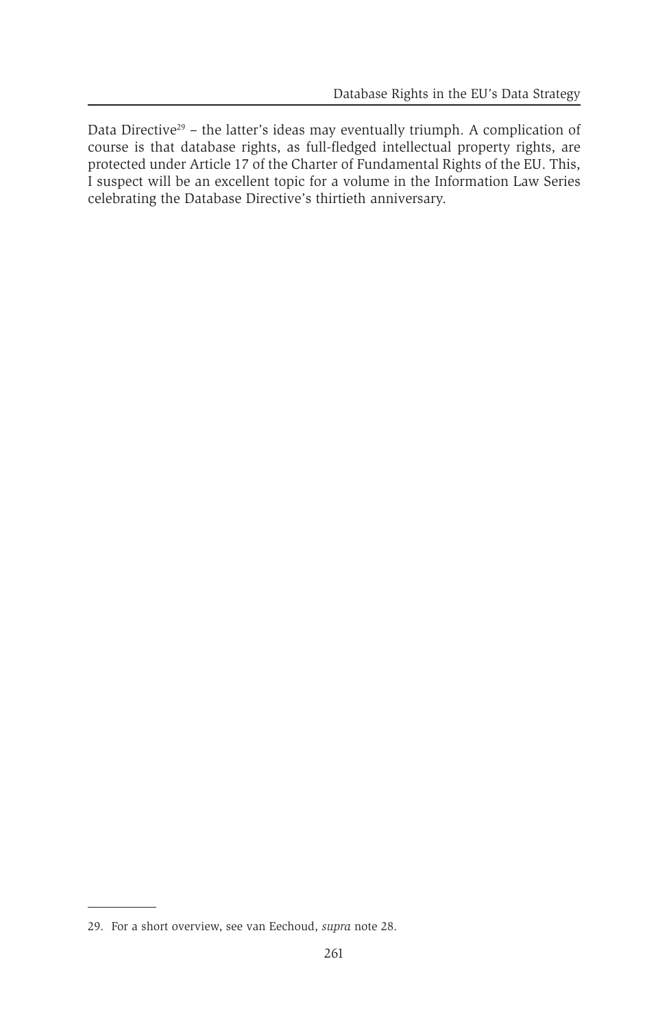Data Directive[29] – the latter's ideas may eventually triumph. A complication of course is that database rights, as full-fledged intellectual property rights, are protected under Article 17 of the Charter of Fundamental Rights of the EU. This, I suspect will be an excellent topic for a volume in the Information Law Series celebrating the Database Directive's thirtieth anniversary.

---

29. For a short overview, see van Eechoud, *supra* note 28.